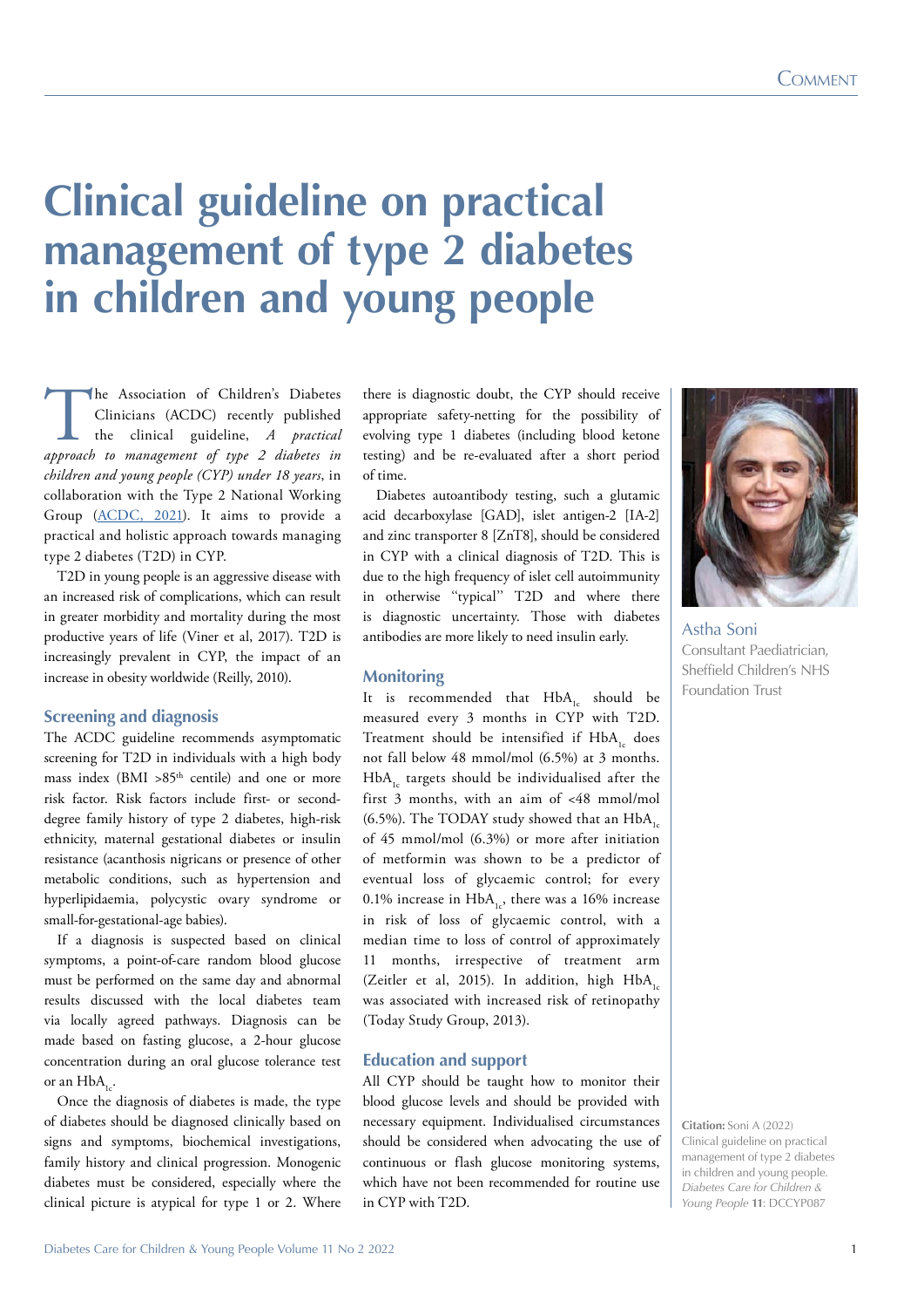# Clinical guideline on practical management of type 2 diabetes in children and young people

The Association of Children's Diabetes Clinicians (ACDC) recently published the clinical guideline, *A practical approach to management of type 2 diabetes in children and young people (CYP) under 18 years*, in collaboration with the Type 2 National Working Group (ACDC, 2021). It aims to provide a practical and holistic approach towards managing type 2 diabetes (T2D) in CYP.

T2D in young people is an aggressive disease with an increased risk of complications, which can result in greater morbidity and mortality during the most productive years of life (Viner et al, 2017). T2D is increasingly prevalent in CYP, the impact of an increase in obesity worldwide (Reilly, 2010).

## Screening and diagnosis

The ACDC guideline recommends asymptomatic screening for T2D in individuals with a high body mass index (BMI >85th centile) and one or more risk factor. Risk factors include first- or second-degree family history of type 2 diabetes, high-risk ethnicity, maternal gestational diabetes or insulin resistance (acanthosis nigricans or presence of other metabolic conditions, such as hypertension and hyperlipidaemia, polycystic ovary syndrome or small-for-gestational-age babies).

If a diagnosis is suspected based on clinical symptoms, a point-of-care random blood glucose must be performed on the same day and abnormal results discussed with the local diabetes team via locally agreed pathways. Diagnosis can be made based on fasting glucose, a 2-hour glucose concentration during an oral glucose tolerance test or an $HbA_{1c}$.

Once the diagnosis of diabetes is made, the type of diabetes should be diagnosed clinically based on signs and symptoms, biochemical investigations, family history and clinical progression. Monogenic diabetes must be considered, especially where the clinical picture is atypical for type 1 or 2. Where there is diagnostic doubt, the CYP should receive appropriate safety-netting for the possibility of evolving type 1 diabetes (including blood ketone testing) and be re-evaluated after a short period of time.

Diabetes autoantibody testing, such a glutamic acid decarboxylase [GAD], islet antigen-2 [IA-2] and zinc transporter 8 [ZnT8], should be considered in CYP with a clinical diagnosis of T2D. This is due to the high frequency of islet cell autoimmunity in otherwise "typical" T2D and where there is diagnostic uncertainty. Those with diabetes antibodies are more likely to need insulin early.

## Monitoring

It is recommended that $HbA_{1c}$ should be measured every 3 months in CYP with T2D. Treatment should be intensified if $HbA_{1c}$ does not fall below 48 mmol/mol (6.5%) at 3 months. $HbA_{1c}$ targets should be individualised after the first 3 months, with an aim of <48 mmol/mol (6.5%). The TODAY study showed that an $HbA_{1c}$ of 45 mmol/mol (6.3%) or more after initiation of metformin was shown to be a predictor of eventual loss of glycaemic control; for every 0.1% increase in $HbA_{1c}$, there was a 16% increase in risk of loss of glycaemic control, with a median time to loss of control of approximately 11 months, irrespective of treatment arm (Zeitler et al, 2015). In addition, high $HbA_{1c}$ was associated with increased risk of retinopathy (Today Study Group, 2013).

## Education and support

All CYP should be taught how to monitor their blood glucose levels and should be provided with necessary equipment. Individualised circumstances should be considered when advocating the use of continuous or flash glucose monitoring systems, which have not been recommended for routine use in CYP with T2D.

Astha Soni
Consultant Paediatrician, Sheffield Children's NHS Foundation Trust

**Citation:** Soni A (2022) Clinical guideline on practical management of type 2 diabetes in children and young people. *Diabetes Care for Children & Young People* **11**: DCCYP087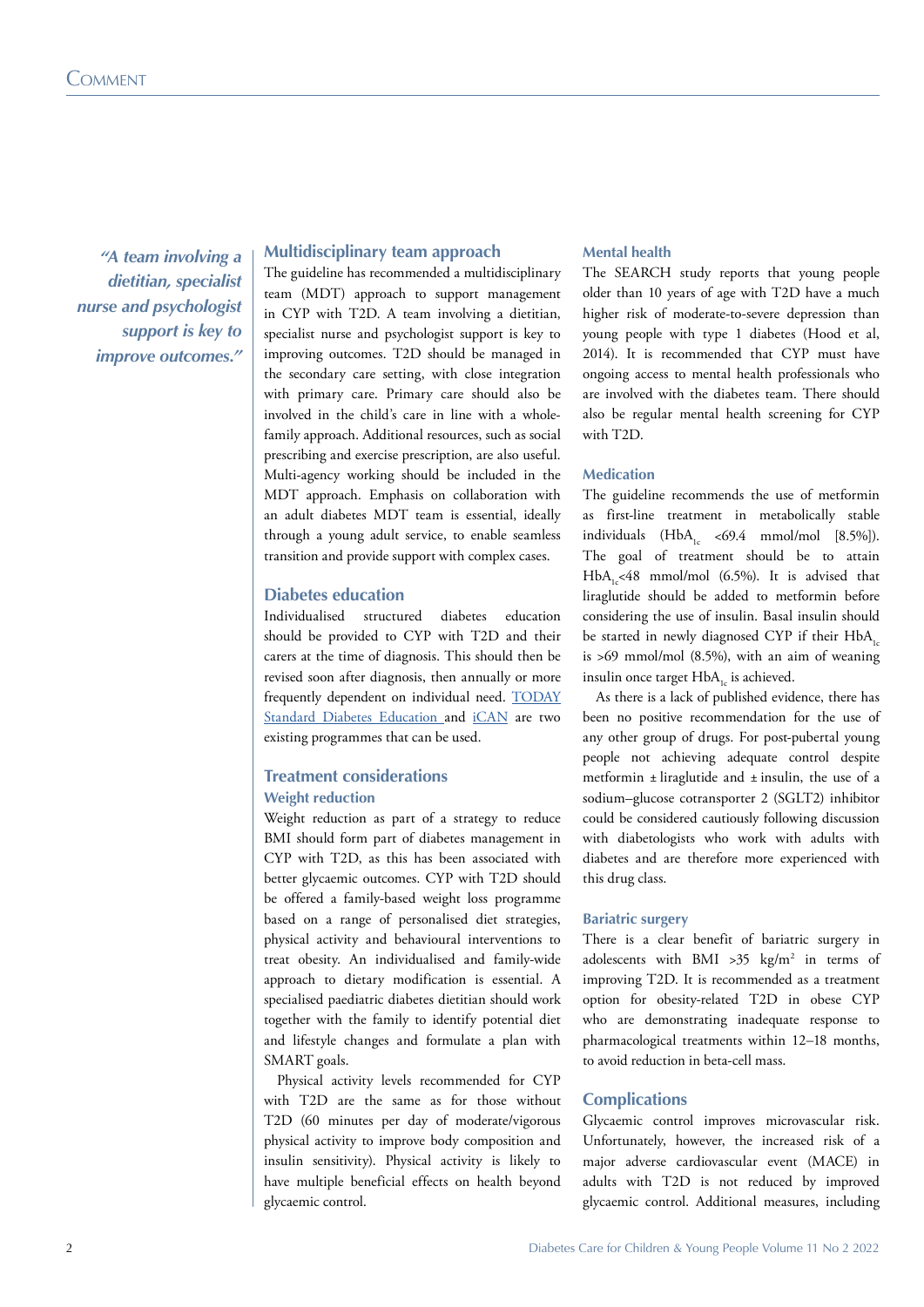*"A team involving a dietitian, specialist nurse and psychologist support is key to improve outcomes."*

## Multidisciplinary team approach

The guideline has recommended a multidisciplinary team (MDT) approach to support management in CYP with T2D. A team involving a dietitian, specialist nurse and psychologist support is key to improving outcomes. T2D should be managed in the secondary care setting, with close integration with primary care. Primary care should also be involved in the child's care in line with a whole-family approach. Additional resources, such as social prescribing and exercise prescription, are also useful. Multi-agency working should be included in the MDT approach. Emphasis on collaboration with an adult diabetes MDT team is essential, ideally through a young adult service, to enable seamless transition and provide support with complex cases.

## Diabetes education

Individualised structured diabetes education should be provided to CYP with T2D and their carers at the time of diagnosis. This should then be revised soon after diagnosis, then annually or more frequently dependent on individual need. TODAY Standard Diabetes Education and iCAN are two existing programmes that can be used.

## Treatment considerations

### Weight reduction

Weight reduction as part of a strategy to reduce BMI should form part of diabetes management in CYP with T2D, as this has been associated with better glycaemic outcomes. CYP with T2D should be offered a family-based weight loss programme based on a range of personalised diet strategies, physical activity and behavioural interventions to treat obesity. An individualised and family-wide approach to dietary modification is essential. A specialised paediatric diabetes dietitian should work together with the family to identify potential diet and lifestyle changes and formulate a plan with SMART goals.

Physical activity levels recommended for CYP with T2D are the same as for those without T2D (60 minutes per day of moderate/vigorous physical activity to improve body composition and insulin sensitivity). Physical activity is likely to have multiple beneficial effects on health beyond glycaemic control.

### Mental health

The SEARCH study reports that young people older than 10 years of age with T2D have a much higher risk of moderate-to-severe depression than young people with type 1 diabetes (Hood et al, 2014). It is recommended that CYP must have ongoing access to mental health professionals who are involved with the diabetes team. There should also be regular mental health screening for CYP with T2D.

### Medication

The guideline recommends the use of metformin as first-line treatment in metabolically stable individuals ($HbA_{1c}$ <69.4 mmol/mol [8.5%]). The goal of treatment should be to attain $HbA_{1c}$<48 mmol/mol (6.5%). It is advised that liraglutide should be added to metformin before considering the use of insulin. Basal insulin should be started in newly diagnosed CYP if their $HbA_{1c}$ is >69 mmol/mol (8.5%), with an aim of weaning insulin once target $HbA_{1c}$ is achieved.

As there is a lack of published evidence, there has been no positive recommendation for the use of any other group of drugs. For post-pubertal young people not achieving adequate control despite metformin ± liraglutide and ± insulin, the use of a sodium–glucose cotransporter 2 (SGLT2) inhibitor could be considered cautiously following discussion with diabetologists who work with adults with diabetes and are therefore more experienced with this drug class.

### Bariatric surgery

There is a clear benefit of bariatric surgery in adolescents with BMI >35 kg/m$^2$ in terms of improving T2D. It is recommended as a treatment option for obesity-related T2D in obese CYP who are demonstrating inadequate response to pharmacological treatments within 12–18 months, to avoid reduction in beta-cell mass.

## Complications

Glycaemic control improves microvascular risk. Unfortunately, however, the increased risk of a major adverse cardiovascular event (MACE) in adults with T2D is not reduced by improved glycaemic control. Additional measures, including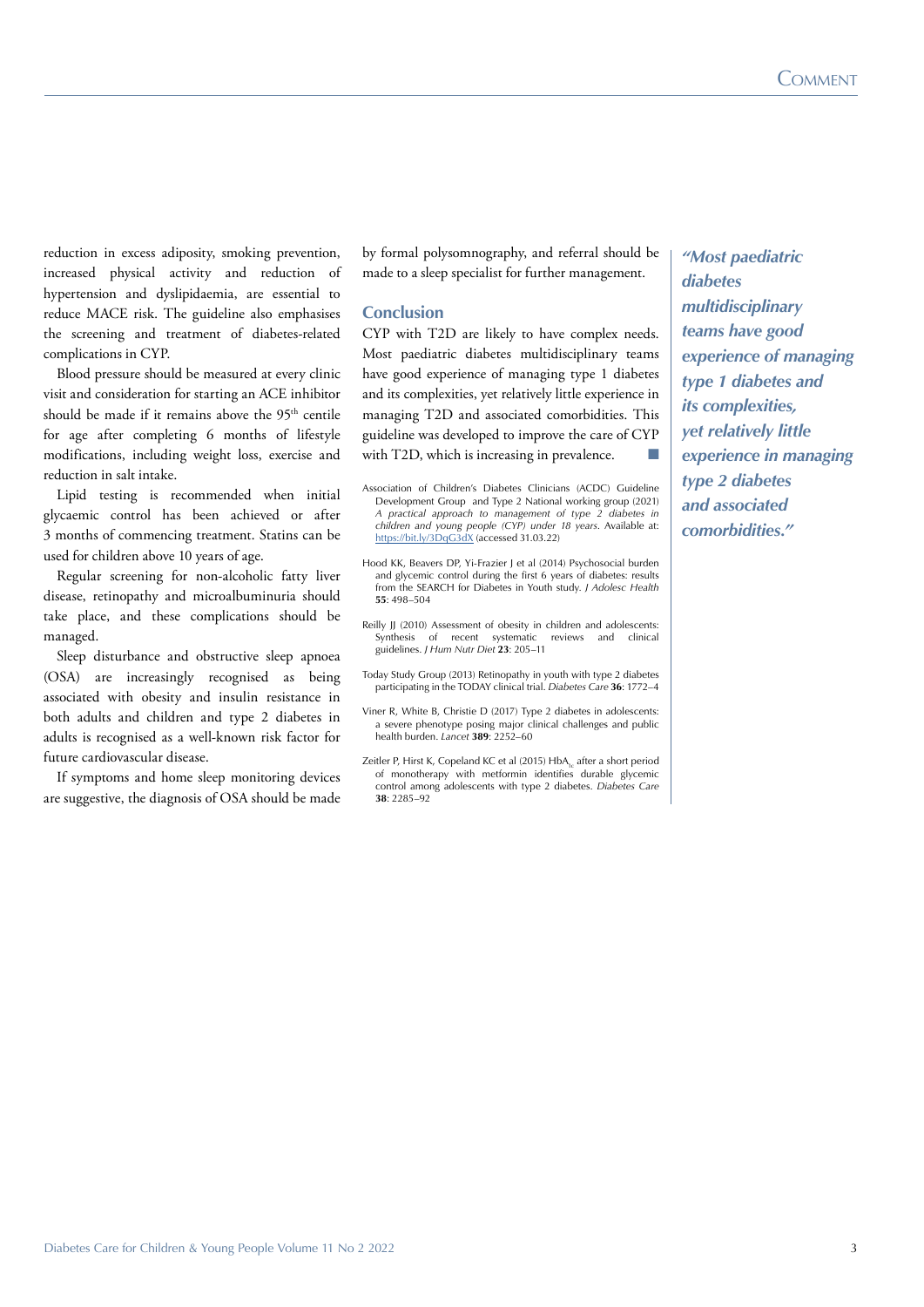reduction in excess adiposity, smoking prevention, increased physical activity and reduction of hypertension and dyslipidaemia, are essential to reduce MACE risk. The guideline also emphasises the screening and treatment of diabetes-related complications in CYP.

Blood pressure should be measured at every clinic visit and consideration for starting an ACE inhibitor should be made if it remains above the 95th centile for age after completing 6 months of lifestyle modifications, including weight loss, exercise and reduction in salt intake.

Lipid testing is recommended when initial glycaemic control has been achieved or after 3 months of commencing treatment. Statins can be used for children above 10 years of age.

Regular screening for non-alcoholic fatty liver disease, retinopathy and microalbuminuria should take place, and these complications should be managed.

Sleep disturbance and obstructive sleep apnoea (OSA) are increasingly recognised as being associated with obesity and insulin resistance in both adults and children and type 2 diabetes in adults is recognised as a well-known risk factor for future cardiovascular disease.

If symptoms and home sleep monitoring devices are suggestive, the diagnosis of OSA should be made by formal polysomnography, and referral should be made to a sleep specialist for further management.

## Conclusion

CYP with T2D are likely to have complex needs. Most paediatric diabetes multidisciplinary teams have good experience of managing type 1 diabetes and its complexities, yet relatively little experience in managing T2D and associated comorbidities. This guideline was developed to improve the care of CYP with T2D, which is increasing in prevalence.

Association of Children's Diabetes Clinicians (ACDC) Guideline Development Group and Type 2 National working group (2021) *A practical approach to management of type 2 diabetes in children and young people (CYP) under 18 years*. Available at: https://bit.ly/3DqG3dX (accessed 31.03.22)

Hood KK, Beavers DP, Yi-Frazier J et al (2014) Psychosocial burden and glycemic control during the first 6 years of diabetes: results from the SEARCH for Diabetes in Youth study. *J Adolesc Health* **55**: 498–504

Reilly JJ (2010) Assessment of obesity in children and adolescents: Synthesis of recent systematic reviews and clinical guidelines. *J Hum Nutr Diet* **23**: 205–11

Today Study Group (2013) Retinopathy in youth with type 2 diabetes participating in the TODAY clinical trial. *Diabetes Care* **36**: 1772–4

Viner R, White B, Christie D (2017) Type 2 diabetes in adolescents: a severe phenotype posing major clinical challenges and public health burden. *Lancet* **389**: 2252–60

Zeitler P, Hirst K, Copeland KC et al (2015) $HbA_{1c}$ after a short period of monotherapy with metformin identifies durable glycemic control among adolescents with type 2 diabetes. *Diabetes Care* **38**: 2285–92

***"Most paediatric diabetes multidisciplinary teams have good experience of managing type 1 diabetes and its complexities, yet relatively little experience in managing type 2 diabetes and associated comorbidities."***